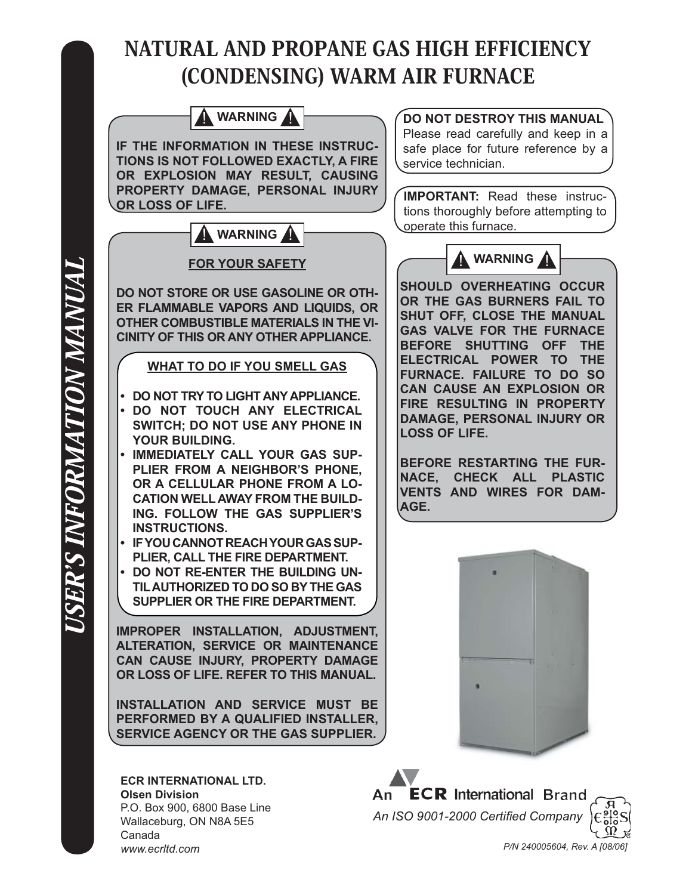# NATURAL AND PROPANE GAS HIGH EFFICIENCY (CONDENSING) WARM AIR FURNACE

*USER'S INFORMATION MANUAL*

**⚠ WARNING ⚠**

**IF THE INFORMATION IN THESE INSTRUCTIONS IS NOT FOLLOWED EXACTLY, A FIRE OR EXPLOSION MAY RESULT, CAUSING PROPERTY DAMAGE, PERSONAL INJURY OR LOSS OF LIFE.**

**⚠ WARNING ⚠**

**FOR YOUR SAFETY**

**DO NOT STORE OR USE GASOLINE OR OTHER FLAMMABLE VAPORS AND LIQUIDS, OR OTHER COMBUSTIBLE MATERIALS IN THE VICINITY OF THIS OR ANY OTHER APPLIANCE.**

**WHAT TO DO IF YOU SMELL GAS**

- **DO NOT TRY TO LIGHT ANY APPLIANCE.**
- **DO NOT TOUCH ANY ELECTRICAL SWITCH; DO NOT USE ANY PHONE IN YOUR BUILDING.**
- **IMMEDIATELY CALL YOUR GAS SUPPLIER FROM A NEIGHBOR'S PHONE, OR A CELLULAR PHONE FROM A LOCATION WELL AWAY FROM THE BUILDING. FOLLOW THE GAS SUPPLIER'S INSTRUCTIONS.**
- **IF YOU CANNOT REACH YOUR GAS SUPPLIER, CALL THE FIRE DEPARTMENT.**
- **DO NOT RE-ENTER THE BUILDING UNTIL AUTHORIZED TO DO SO BY THE GAS SUPPLIER OR THE FIRE DEPARTMENT.**

**IMPROPER INSTALLATION, ADJUSTMENT, ALTERATION, SERVICE OR MAINTENANCE CAN CAUSE INJURY, PROPERTY DAMAGE OR LOSS OF LIFE. REFER TO THIS MANUAL.**

**INSTALLATION AND SERVICE MUST BE PERFORMED BY A QUALIFIED INSTALLER, SERVICE AGENCY OR THE GAS SUPPLIER.**

**DO NOT DESTROY THIS MANUAL**
Please read carefully and keep in a safe place for future reference by a service technician.

**IMPORTANT:** Read these instructions thoroughly before attempting to operate this furnace.

**⚠ WARNING ⚠**

**SHOULD OVERHEATING OCCUR OR THE GAS BURNERS FAIL TO SHUT OFF, CLOSE THE MANUAL GAS VALVE FOR THE FURNACE BEFORE SHUTTING OFF THE ELECTRICAL POWER TO THE FURNACE. FAILURE TO DO SO CAN CAUSE AN EXPLOSION OR FIRE RESULTING IN PROPERTY DAMAGE, PERSONAL INJURY OR LOSS OF LIFE.**

**BEFORE RESTARTING THE FURNACE, CHECK ALL PLASTIC VENTS AND WIRES FOR DAMAGE.**

**ECR INTERNATIONAL LTD.**
**Olsen Division**
P.O. Box 900, 6800 Base Line
Wallaceburg, ON N8A 5E5
Canada
*www.ecrltd.com*

An ECR International Brand
*An ISO 9001-2000 Certified Company*

*P/N 240005604, Rev. A [08/06]*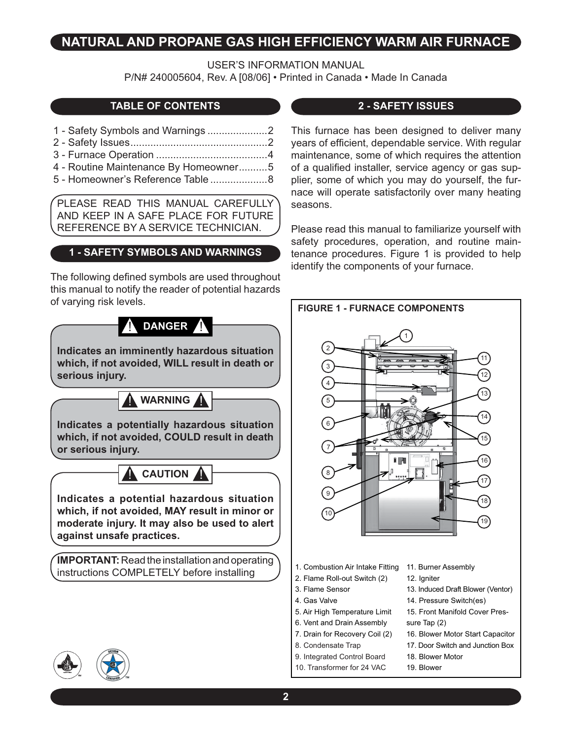# NATURAL AND PROPANE GAS HIGH EFFICIENCY WARM AIR FURNACE

USER'S INFORMATION MANUAL
P/N# 240005604, Rev. A [08/06] • Printed in Canada • Made In Canada

## TABLE OF CONTENTS

1 - Safety Symbols and Warnings ..................... 2
2 - Safety Issues ..................... 2
3 - Furnace Operation ..................... 4
4 - Routine Maintenance By Homeowner .......... 5
5 - Homeowner's Reference Table .................... 8

PLEASE READ THIS MANUAL CAREFULLY AND KEEP IN A SAFE PLACE FOR FUTURE REFERENCE BY A SERVICE TECHNICIAN.

## 1 - SAFETY SYMBOLS AND WARNINGS

The following defined symbols are used throughout this manual to notify the reader of potential hazards of varying risk levels.

**⚠ DANGER ⚠**

**Indicates an imminently hazardous situation which, if not avoided, WILL result in death or serious injury.**

**⚠ WARNING ⚠**

**Indicates a potentially hazardous situation which, if not avoided, COULD result in death or serious injury.**

**⚠ CAUTION ⚠**

**Indicates a potential hazardous situation which, if not avoided, MAY result in minor or moderate injury. It may also be used to alert against unsafe practices.**

**IMPORTANT:** Read the installation and operating instructions COMPLETELY before installing

## 2 - SAFETY ISSUES

This furnace has been designed to deliver many years of efficient, dependable service. With regular maintenance, some of which requires the attention of a qualified installer, service agency or gas supplier, some of which you may do yourself, the furnace will operate satisfactorily over many heating seasons.

Please read this manual to familiarize yourself with safety procedures, operation, and routine maintenance procedures. Figure 1 is provided to help identify the components of your furnace.

**FIGURE 1 - FURNACE COMPONENTS**

1. Combustion Air Intake Fitting
2. Flame Roll-out Switch (2)
3. Flame Sensor
4. Gas Valve
5. Air High Temperature Limit
6. Vent and Drain Assembly
7. Drain for Recovery Coil (2)
8. Condensate Trap
9. Integrated Control Board
10. Transformer for 24 VAC
11. Burner Assembly
12. Igniter
13. Induced Draft Blower (Ventor)
14. Pressure Switch(es)
15. Front Manifold Cover Pressure Tap (2)
16. Blower Motor Start Capacitor
17. Door Switch and Junction Box
18. Blower Motor
19. Blower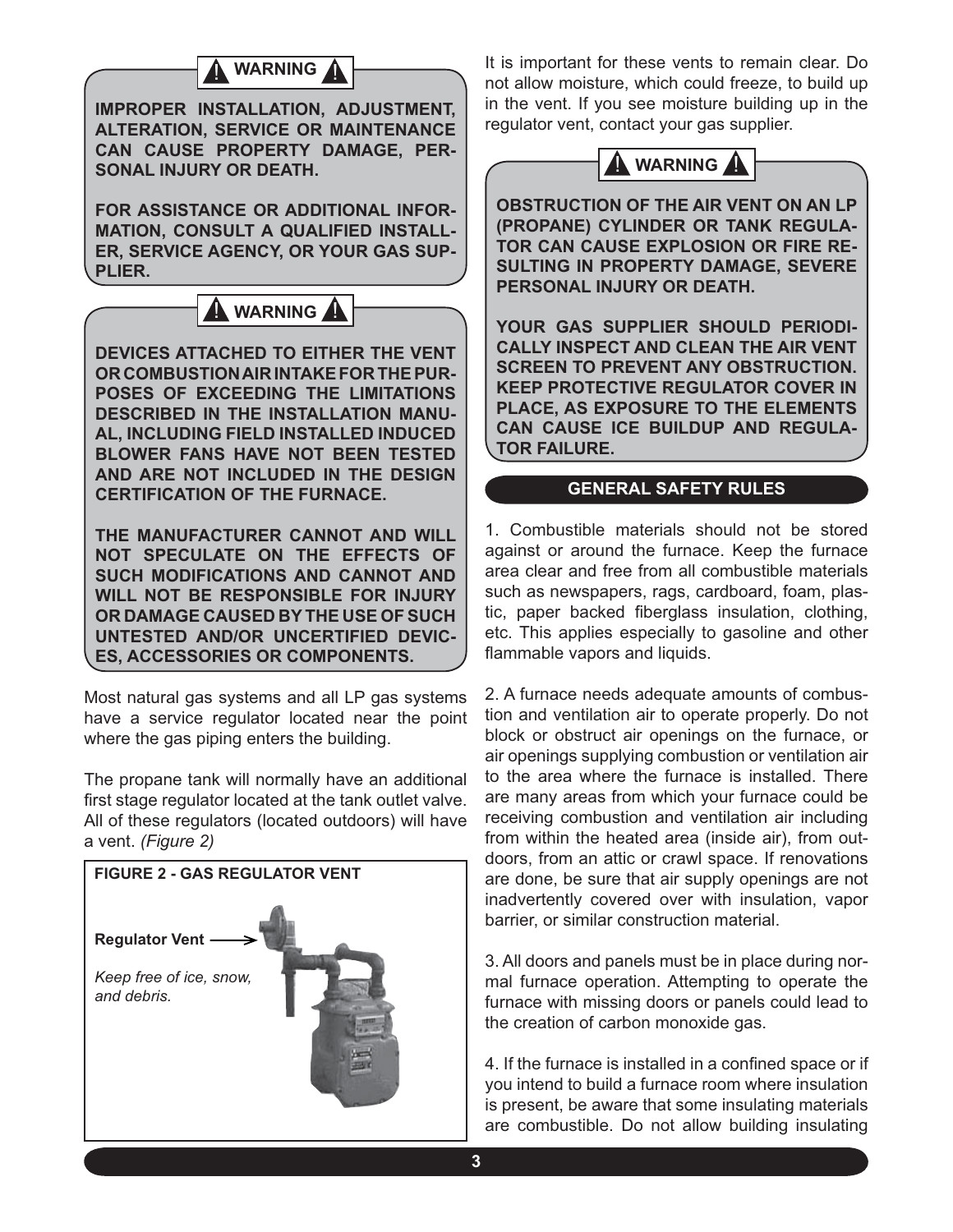**⚠ WARNING ⚠**

**IMPROPER INSTALLATION, ADJUSTMENT, ALTERATION, SERVICE OR MAINTENANCE CAN CAUSE PROPERTY DAMAGE, PERSONAL INJURY OR DEATH.**

**FOR ASSISTANCE OR ADDITIONAL INFORMATION, CONSULT A QUALIFIED INSTALLER, SERVICE AGENCY, OR YOUR GAS SUPPLIER.**

**⚠ WARNING ⚠**

**DEVICES ATTACHED TO EITHER THE VENT OR COMBUSTION AIR INTAKE FOR THE PURPOSES OF EXCEEDING THE LIMITATIONS DESCRIBED IN THE INSTALLATION MANUAL, INCLUDING FIELD INSTALLED INDUCED BLOWER FANS HAVE NOT BEEN TESTED AND ARE NOT INCLUDED IN THE DESIGN CERTIFICATION OF THE FURNACE.**

**THE MANUFACTURER CANNOT AND WILL NOT SPECULATE ON THE EFFECTS OF SUCH MODIFICATIONS AND CANNOT AND WILL NOT BE RESPONSIBLE FOR INJURY OR DAMAGE CAUSED BY THE USE OF SUCH UNTESTED AND/OR UNCERTIFIED DEVICES, ACCESSORIES OR COMPONENTS.**

Most natural gas systems and all LP gas systems have a service regulator located near the point where the gas piping enters the building.

The propane tank will normally have an additional first stage regulator located at the tank outlet valve. All of these regulators (located outdoors) will have a vent. *(Figure 2)*

**FIGURE 2 - GAS REGULATOR VENT**

**Regulator Vent**

*Keep free of ice, snow, and debris.*

It is important for these vents to remain clear. Do not allow moisture, which could freeze, to build up in the vent. If you see moisture building up in the regulator vent, contact your gas supplier.

**⚠ WARNING ⚠**

**OBSTRUCTION OF THE AIR VENT ON AN LP (PROPANE) CYLINDER OR TANK REGULATOR CAN CAUSE EXPLOSION OR FIRE RESULTING IN PROPERTY DAMAGE, SEVERE PERSONAL INJURY OR DEATH.**

**YOUR GAS SUPPLIER SHOULD PERIODICALLY INSPECT AND CLEAN THE AIR VENT SCREEN TO PREVENT ANY OBSTRUCTION. KEEP PROTECTIVE REGULATOR COVER IN PLACE, AS EXPOSURE TO THE ELEMENTS CAN CAUSE ICE BUILDUP AND REGULATOR FAILURE.**

## GENERAL SAFETY RULES

1. Combustible materials should not be stored against or around the furnace. Keep the furnace area clear and free from all combustible materials such as newspapers, rags, cardboard, foam, plastic, paper backed fiberglass insulation, clothing, etc. This applies especially to gasoline and other flammable vapors and liquids.

2. A furnace needs adequate amounts of combustion and ventilation air to operate properly. Do not block or obstruct air openings on the furnace, or air openings supplying combustion or ventilation air to the area where the furnace is installed. There are many areas from which your furnace could be receiving combustion and ventilation air including from within the heated area (inside air), from outdoors, from an attic or crawl space. If renovations are done, be sure that air supply openings are not inadvertently covered over with insulation, vapor barrier, or similar construction material.

3. All doors and panels must be in place during normal furnace operation. Attempting to operate the furnace with missing doors or panels could lead to the creation of carbon monoxide gas.

4. If the furnace is installed in a confined space or if you intend to build a furnace room where insulation is present, be aware that some insulating materials are combustible. Do not allow building insulating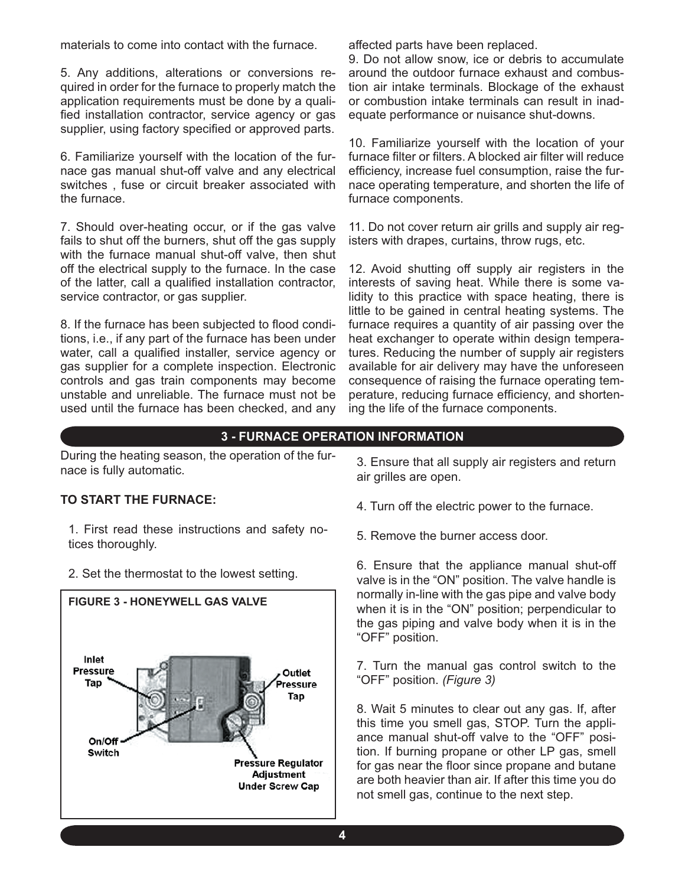materials to come into contact with the furnace.

5. Any additions, alterations or conversions required in order for the furnace to properly match the application requirements must be done by a qualified installation contractor, service agency or gas supplier, using factory specified or approved parts.

6. Familiarize yourself with the location of the furnace gas manual shut-off valve and any electrical switches , fuse or circuit breaker associated with the furnace.

7. Should over-heating occur, or if the gas valve fails to shut off the burners, shut off the gas supply with the furnace manual shut-off valve, then shut off the electrical supply to the furnace. In the case of the latter, call a qualified installation contractor, service contractor, or gas supplier.

8. If the furnace has been subjected to flood conditions, i.e., if any part of the furnace has been under water, call a qualified installer, service agency or gas supplier for a complete inspection. Electronic controls and gas train components may become unstable and unreliable. The furnace must not be used until the furnace has been checked, and any affected parts have been replaced.

9. Do not allow snow, ice or debris to accumulate around the outdoor furnace exhaust and combustion air intake terminals. Blockage of the exhaust or combustion intake terminals can result in inadequate performance or nuisance shut-downs.

10. Familiarize yourself with the location of your furnace filter or filters. A blocked air filter will reduce efficiency, increase fuel consumption, raise the furnace operating temperature, and shorten the life of furnace components.

11. Do not cover return air grills and supply air registers with drapes, curtains, throw rugs, etc.

12. Avoid shutting off supply air registers in the interests of saving heat. While there is some validity to this practice with space heating, there is little to be gained in central heating systems. The furnace requires a quantity of air passing over the heat exchanger to operate within design temperatures. Reducing the number of supply air registers available for air delivery may have the unforeseen consequence of raising the furnace operating temperature, reducing furnace efficiency, and shortening the life of the furnace components.

## 3 - FURNACE OPERATION INFORMATION

During the heating season, the operation of the furnace is fully automatic.

**TO START THE FURNACE:**

1. First read these instructions and safety notices thoroughly.

2. Set the thermostat to the lowest setting.

**FIGURE 3 - HONEYWELL GAS VALVE**

Inlet Pressure Tap

Outlet Pressure Tap

On/Off Switch

Pressure Regulator Adjustment Under Screw Cap

3. Ensure that all supply air registers and return air grilles are open.

4. Turn off the electric power to the furnace.

5. Remove the burner access door.

6. Ensure that the appliance manual shut-off valve is in the “ON” position. The valve handle is normally in-line with the gas pipe and valve body when it is in the “ON” position; perpendicular to the gas piping and valve body when it is in the “OFF” position.

7. Turn the manual gas control switch to the “OFF” position. *(Figure 3)*

8. Wait 5 minutes to clear out any gas. If, after this time you smell gas, STOP. Turn the appliance manual shut-off valve to the “OFF” position. If burning propane or other LP gas, smell for gas near the floor since propane and butane are both heavier than air. If after this time you do not smell gas, continue to the next step.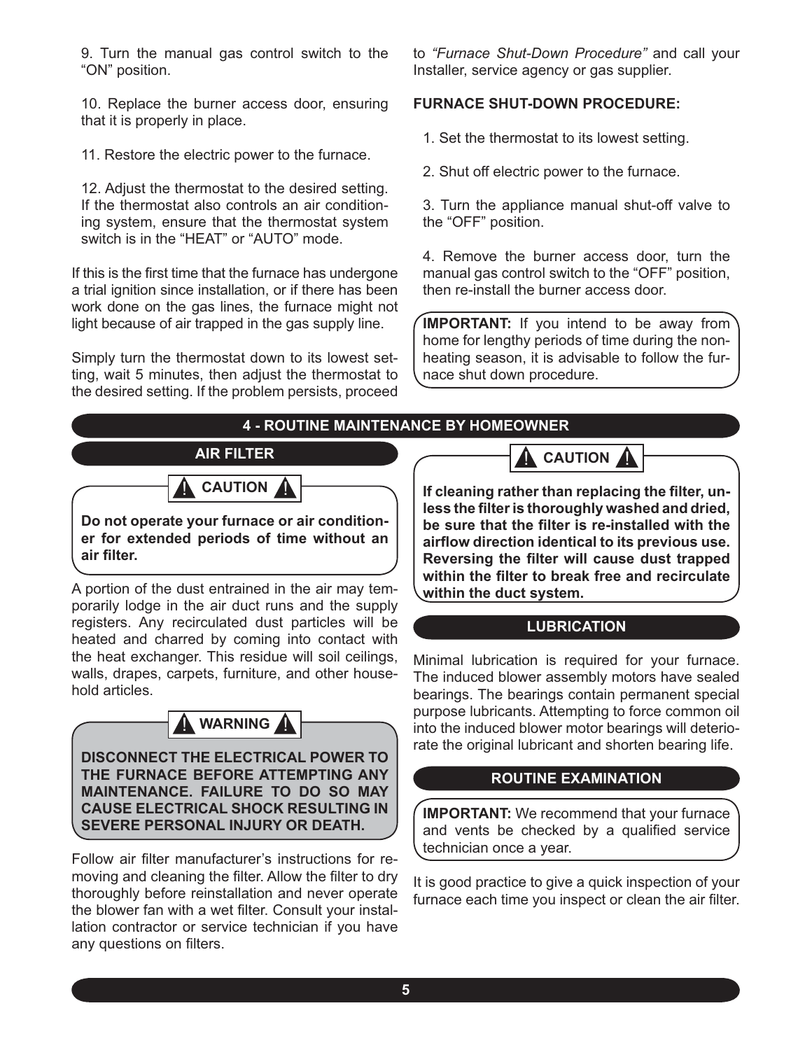9. Turn the manual gas control switch to the "ON" position.

10. Replace the burner access door, ensuring that it is properly in place.

11. Restore the electric power to the furnace.

12. Adjust the thermostat to the desired setting. If the thermostat also controls an air conditioning system, ensure that the thermostat system switch is in the "HEAT" or "AUTO" mode.

If this is the first time that the furnace has undergone a trial ignition since installation, or if there has been work done on the gas lines, the furnace might not light because of air trapped in the gas supply line.

Simply turn the thermostat down to its lowest setting, wait 5 minutes, then adjust the thermostat to the desired setting. If the problem persists, proceed to *"Furnace Shut-Down Procedure"* and call your Installer, service agency or gas supplier.

**FURNACE SHUT-DOWN PROCEDURE:**

1. Set the thermostat to its lowest setting.

2. Shut off electric power to the furnace.

3. Turn the appliance manual shut-off valve to the "OFF" position.

4. Remove the burner access door, turn the manual gas control switch to the "OFF" position, then re-install the burner access door.

**IMPORTANT:** If you intend to be away from home for lengthy periods of time during the non-heating season, it is advisable to follow the furnace shut down procedure.

## 4 - ROUTINE MAINTENANCE BY HOMEOWNER

### AIR FILTER

**CAUTION**

**Do not operate your furnace or air conditioner for extended periods of time without an air filter.**

A portion of the dust entrained in the air may temporarily lodge in the air duct runs and the supply registers. Any recirculated dust particles will be heated and charred by coming into contact with the heat exchanger. This residue will soil ceilings, walls, drapes, carpets, furniture, and other household articles.

**WARNING**

**DISCONNECT THE ELECTRICAL POWER TO THE FURNACE BEFORE ATTEMPTING ANY MAINTENANCE. FAILURE TO DO SO MAY CAUSE ELECTRICAL SHOCK RESULTING IN SEVERE PERSONAL INJURY OR DEATH.**

Follow air filter manufacturer's instructions for removing and cleaning the filter. Allow the filter to dry thoroughly before reinstallation and never operate the blower fan with a wet filter. Consult your installation contractor or service technician if you have any questions on filters.

**CAUTION**

**If cleaning rather than replacing the filter, unless the filter is thoroughly washed and dried, be sure that the filter is re-installed with the airflow direction identical to its previous use. Reversing the filter will cause dust trapped within the filter to break free and recirculate within the duct system.**

### LUBRICATION

Minimal lubrication is required for your furnace. The induced blower assembly motors have sealed bearings. The bearings contain permanent special purpose lubricants. Attempting to force common oil into the induced blower motor bearings will deteriorate the original lubricant and shorten bearing life.

### ROUTINE EXAMINATION

**IMPORTANT:** We recommend that your furnace and vents be checked by a qualified service technician once a year.

It is good practice to give a quick inspection of your furnace each time you inspect or clean the air filter.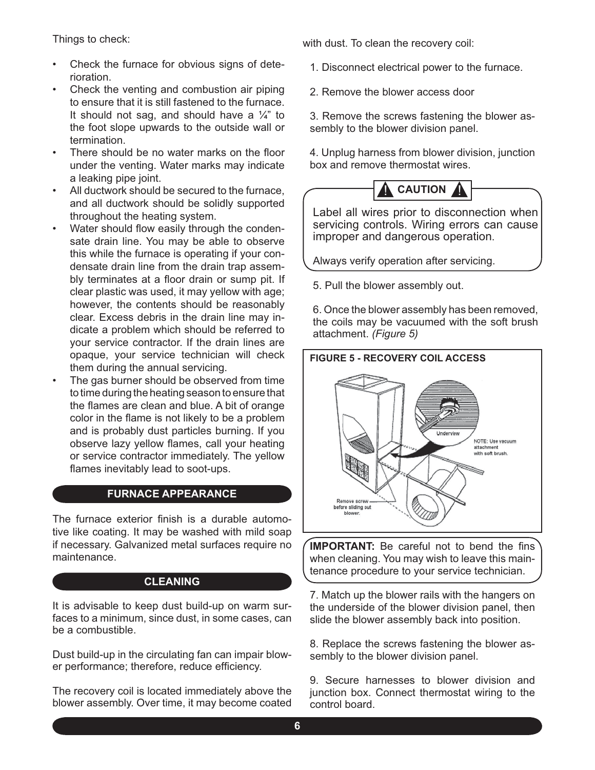Things to check:

- Check the furnace for obvious signs of deterioration.
- Check the venting and combustion air piping to ensure that it is still fastened to the furnace. It should not sag, and should have a ¼" to the foot slope upwards to the outside wall or termination.
- There should be no water marks on the floor under the venting. Water marks may indicate a leaking pipe joint.
- All ductwork should be secured to the furnace, and all ductwork should be solidly supported throughout the heating system.
- Water should flow easily through the condensate drain line. You may be able to observe this while the furnace is operating if your condensate drain line from the drain trap assembly terminates at a floor drain or sump pit. If clear plastic was used, it may yellow with age; however, the contents should be reasonably clear. Excess debris in the drain line may indicate a problem which should be referred to your service contractor. If the drain lines are opaque, your service technician will check them during the annual servicing.
- The gas burner should be observed from time to time during the heating season to ensure that the flames are clean and blue. A bit of orange color in the flame is not likely to be a problem and is probably dust particles burning. If you observe lazy yellow flames, call your heating or service contractor immediately. The yellow flames inevitably lead to soot-ups.

## FURNACE APPEARANCE

The furnace exterior finish is a durable automotive like coating. It may be washed with mild soap if necessary. Galvanized metal surfaces require no maintenance.

## CLEANING

It is advisable to keep dust build-up on warm surfaces to a minimum, since dust, in some cases, can be a combustible.

Dust build-up in the circulating fan can impair blower performance; therefore, reduce efficiency.

The recovery coil is located immediately above the blower assembly. Over time, it may become coated with dust. To clean the recovery coil:

1. Disconnect electrical power to the furnace.

2. Remove the blower access door

3. Remove the screws fastening the blower assembly to the blower division panel.

4. Unplug harness from blower division, junction box and remove thermostat wires.

> **⚠ CAUTION ⚠**
>
> Label all wires prior to disconnection when servicing controls. Wiring errors can cause improper and dangerous operation.
>
> Always verify operation after servicing.

5. Pull the blower assembly out.

6. Once the blower assembly has been removed, the coils may be vacuumed with the soft brush attachment. *(Figure 5)*

**FIGURE 5 - RECOVERY COIL ACCESS**

Underview

NOTE: Use vacuum attachment with soft brush.

Remove screw before sliding out blower.

**IMPORTANT:** Be careful not to bend the fins when cleaning. You may wish to leave this maintenance procedure to your service technician.

7. Match up the blower rails with the hangers on the underside of the blower division panel, then slide the blower assembly back into position.

8. Replace the screws fastening the blower assembly to the blower division panel.

9. Secure harnesses to blower division and junction box. Connect thermostat wiring to the control board.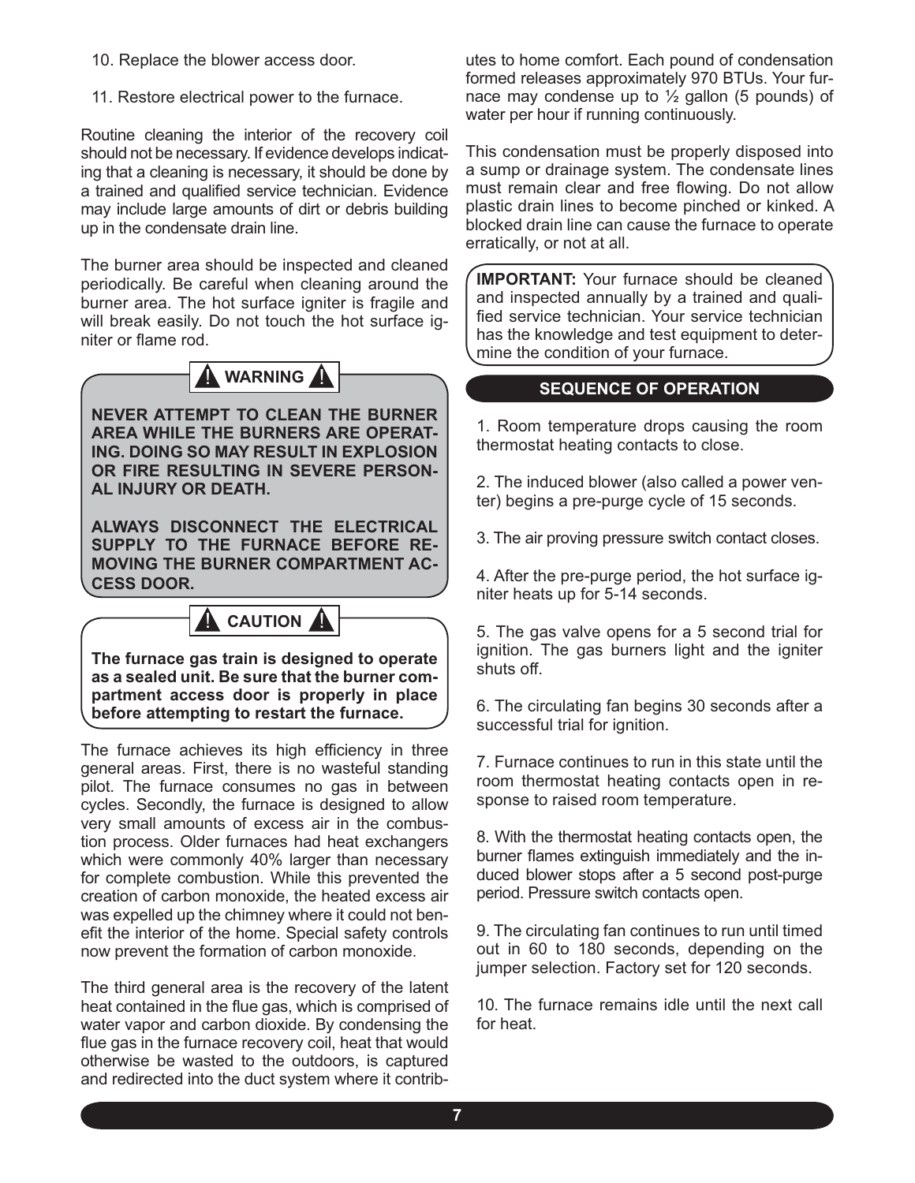10. Replace the blower access door.

11. Restore electrical power to the furnace.

Routine cleaning the interior of the recovery coil should not be necessary. If evidence develops indicating that a cleaning is necessary, it should be done by a trained and qualified service technician. Evidence may include large amounts of dirt or debris building up in the condensate drain line.

The burner area should be inspected and cleaned periodically. Be careful when cleaning around the burner area. The hot surface igniter is fragile and will break easily. Do not touch the hot surface igniter or flame rod.

> **⚠ WARNING ⚠**
>
> **NEVER ATTEMPT TO CLEAN THE BURNER AREA WHILE THE BURNERS ARE OPERATING. DOING SO MAY RESULT IN EXPLOSION OR FIRE RESULTING IN SEVERE PERSONAL INJURY OR DEATH.**
>
> **ALWAYS DISCONNECT THE ELECTRICAL SUPPLY TO THE FURNACE BEFORE REMOVING THE BURNER COMPARTMENT ACCESS DOOR.**

> **⚠ CAUTION ⚠**
>
> **The furnace gas train is designed to operate as a sealed unit. Be sure that the burner compartment access door is properly in place before attempting to restart the furnace.**

The furnace achieves its high efficiency in three general areas. First, there is no wasteful standing pilot. The furnace consumes no gas in between cycles. Secondly, the furnace is designed to allow very small amounts of excess air in the combustion process. Older furnaces had heat exchangers which were commonly 40% larger than necessary for complete combustion. While this prevented the creation of carbon monoxide, the heated excess air was expelled up the chimney where it could not benefit the interior of the home. Special safety controls now prevent the formation of carbon monoxide.

The third general area is the recovery of the latent heat contained in the flue gas, which is comprised of water vapor and carbon dioxide. By condensing the flue gas in the furnace recovery coil, heat that would otherwise be wasted to the outdoors, is captured and redirected into the duct system where it contributes to home comfort. Each pound of condensation formed releases approximately 970 BTUs. Your furnace may condense up to ½ gallon (5 pounds) of water per hour if running continuously.

This condensation must be properly disposed into a sump or drainage system. The condensate lines must remain clear and free flowing. Do not allow plastic drain lines to become pinched or kinked. A blocked drain line can cause the furnace to operate erratically, or not at all.

> **IMPORTANT:** Your furnace should be cleaned and inspected annually by a trained and qualified service technician. Your service technician has the knowledge and test equipment to determine the condition of your furnace.

## SEQUENCE OF OPERATION

1. Room temperature drops causing the room thermostat heating contacts to close.

2. The induced blower (also called a power venter) begins a pre-purge cycle of 15 seconds.

3. The air proving pressure switch contact closes.

4. After the pre-purge period, the hot surface igniter heats up for 5-14 seconds.

5. The gas valve opens for a 5 second trial for ignition. The gas burners light and the igniter shuts off.

6. The circulating fan begins 30 seconds after a successful trial for ignition.

7. Furnace continues to run in this state until the room thermostat heating contacts open in response to raised room temperature.

8. With the thermostat heating contacts open, the burner flames extinguish immediately and the induced blower stops after a 5 second post-purge period. Pressure switch contacts open.

9. The circulating fan continues to run until timed out in 60 to 180 seconds, depending on the jumper selection. Factory set for 120 seconds.

10. The furnace remains idle until the next call for heat.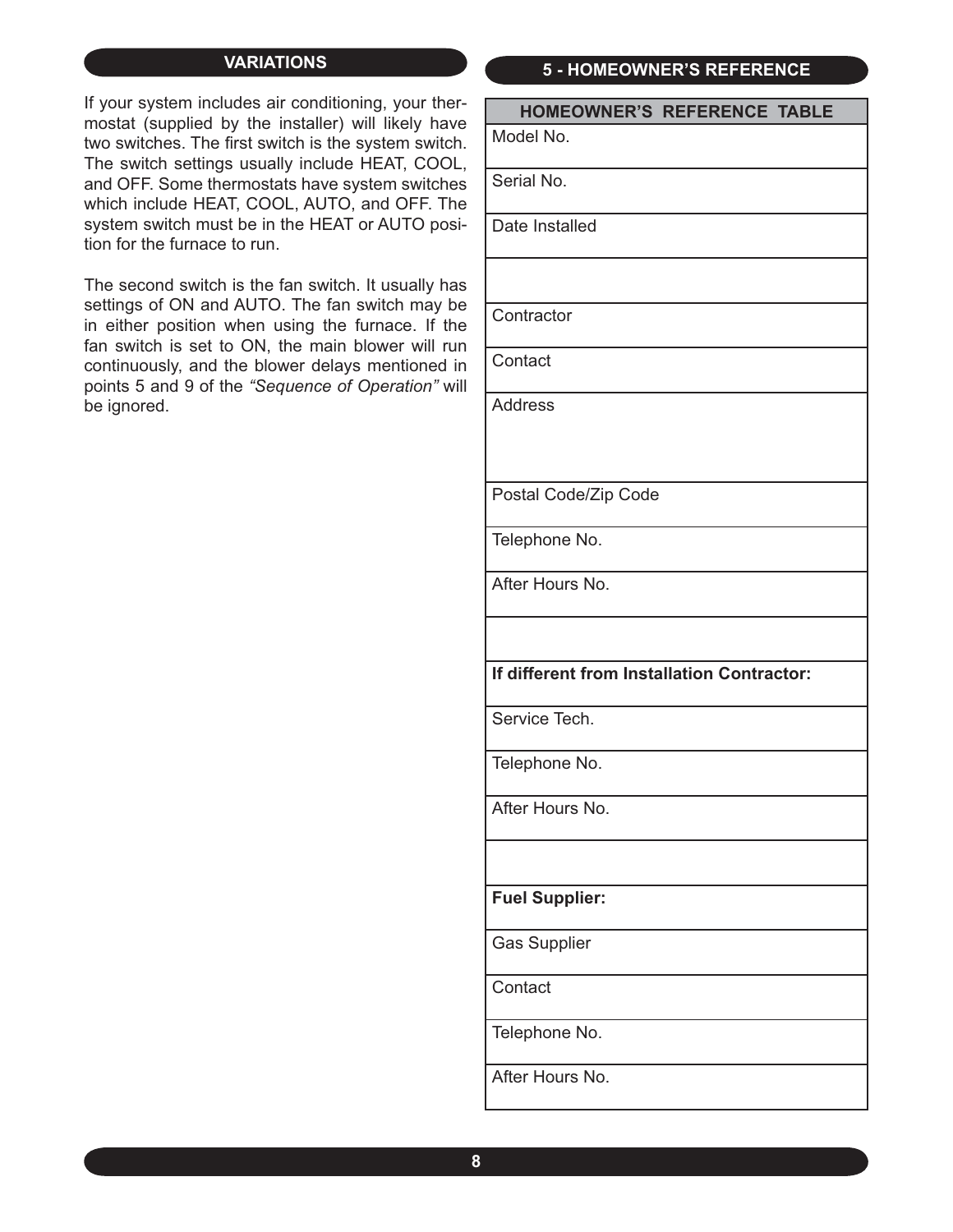## VARIATIONS

If your system includes air conditioning, your thermostat (supplied by the installer) will likely have two switches. The first switch is the system switch. The switch settings usually include HEAT, COOL, and OFF. Some thermostats have system switches which include HEAT, COOL, AUTO, and OFF. The system switch must be in the HEAT or AUTO position for the furnace to run.

The second switch is the fan switch. It usually has settings of ON and AUTO. The fan switch may be in either position when using the furnace. If the fan switch is set to ON, the main blower will run continuously, and the blower delays mentioned in points 5 and 9 of the *"Sequence of Operation"* will be ignored.

## 5 - HOMEOWNER'S REFERENCE

| HOMEOWNER'S REFERENCE TABLE |
|---|
| Model No. |
| Serial No. |
| Date Installed |
| |
| Contractor |
| Contact |
| Address |
| Postal Code/Zip Code |
| Telephone No. |
| After Hours No. |
| |
| **If different from Installation Contractor:** |
| Service Tech. |
| Telephone No. |
| After Hours No. |
| |
| **Fuel Supplier:** |
| Gas Supplier |
| Contact |
| Telephone No. |
| After Hours No. |